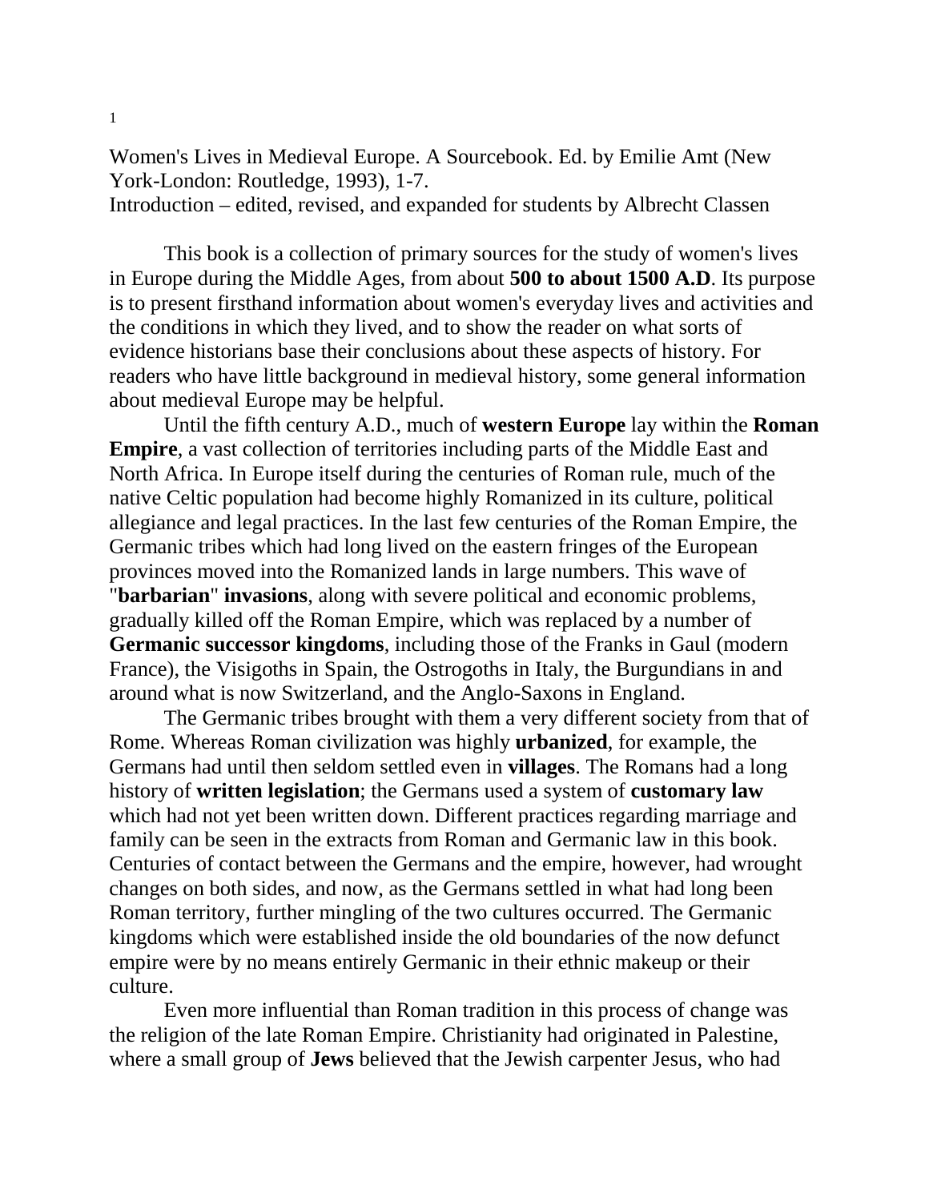Women's Lives in Medieval Europe. A Sourcebook. Ed. by Emilie Amt (New York-London: Routledge, 1993), 1-7.
Introduction – edited, revised, and expanded for students by Albrecht Classen

This book is a collection of primary sources for the study of women's lives in Europe during the Middle Ages, from about **500 to about 1500 A.D**. Its purpose is to present firsthand information about women's everyday lives and activities and the conditions in which they lived, and to show the reader on what sorts of evidence historians base their conclusions about these aspects of history. For readers who have little background in medieval history, some general information about medieval Europe may be helpful.

Until the fifth century A.D., much of **western Europe** lay within the **Roman Empire**, a vast collection of territories including parts of the Middle East and North Africa. In Europe itself during the centuries of Roman rule, much of the native Celtic population had become highly Romanized in its culture, political allegiance and legal practices. In the last few centuries of the Roman Empire, the Germanic tribes which had long lived on the eastern fringes of the European provinces moved into the Romanized lands in large numbers. This wave of "**barbarian**" **invasions**, along with severe political and economic problems, gradually killed off the Roman Empire, which was replaced by a number of **Germanic successor kingdoms**, including those of the Franks in Gaul (modern France), the Visigoths in Spain, the Ostrogoths in Italy, the Burgundians in and around what is now Switzerland, and the Anglo-Saxons in England.

The Germanic tribes brought with them a very different society from that of Rome. Whereas Roman civilization was highly **urbanized**, for example, the Germans had until then seldom settled even in **villages**. The Romans had a long history of **written legislation**; the Germans used a system of **customary law** which had not yet been written down. Different practices regarding marriage and family can be seen in the extracts from Roman and Germanic law in this book. Centuries of contact between the Germans and the empire, however, had wrought changes on both sides, and now, as the Germans settled in what had long been Roman territory, further mingling of the two cultures occurred. The Germanic kingdoms which were established inside the old boundaries of the now defunct empire were by no means entirely Germanic in their ethnic makeup or their culture.

Even more influential than Roman tradition in this process of change was the religion of the late Roman Empire. Christianity had originated in Palestine, where a small group of **Jews** believed that the Jewish carpenter Jesus, who had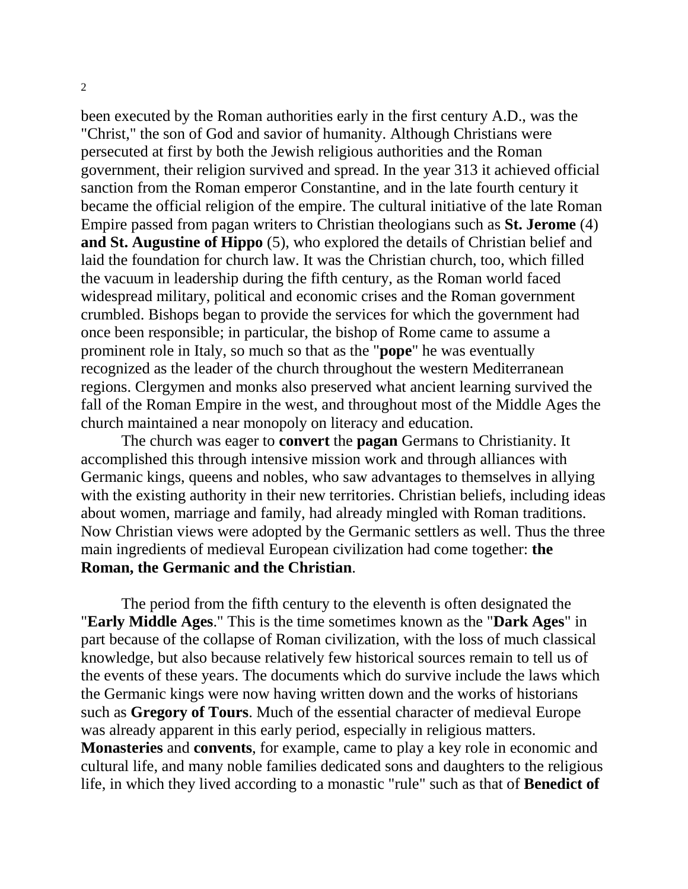been executed by the Roman authorities early in the first century A.D., was the "Christ," the son of God and savior of humanity. Although Christians were persecuted at first by both the Jewish religious authorities and the Roman government, their religion survived and spread. In the year 313 it achieved official sanction from the Roman emperor Constantine, and in the late fourth century it became the official religion of the empire. The cultural initiative of the late Roman Empire passed from pagan writers to Christian theologians such as **St. Jerome** (4) **and St. Augustine of Hippo** (5), who explored the details of Christian belief and laid the foundation for church law. It was the Christian church, too, which filled the vacuum in leadership during the fifth century, as the Roman world faced widespread military, political and economic crises and the Roman government crumbled. Bishops began to provide the services for which the government had once been responsible; in particular, the bishop of Rome came to assume a prominent role in Italy, so much so that as the "**pope**" he was eventually recognized as the leader of the church throughout the western Mediterranean regions. Clergymen and monks also preserved what ancient learning survived the fall of the Roman Empire in the west, and throughout most of the Middle Ages the church maintained a near monopoly on literacy and education.

The church was eager to **convert** the **pagan** Germans to Christianity. It accomplished this through intensive mission work and through alliances with Germanic kings, queens and nobles, who saw advantages to themselves in allying with the existing authority in their new territories. Christian beliefs, including ideas about women, marriage and family, had already mingled with Roman traditions. Now Christian views were adopted by the Germanic settlers as well. Thus the three main ingredients of medieval European civilization had come together: **the Roman, the Germanic and the Christian**.

The period from the fifth century to the eleventh is often designated the "**Early Middle Ages**." This is the time sometimes known as the "**Dark Ages**" in part because of the collapse of Roman civilization, with the loss of much classical knowledge, but also because relatively few historical sources remain to tell us of the events of these years. The documents which do survive include the laws which the Germanic kings were now having written down and the works of historians such as **Gregory of Tours**. Much of the essential character of medieval Europe was already apparent in this early period, especially in religious matters. **Monasteries** and **convents**, for example, came to play a key role in economic and cultural life, and many noble families dedicated sons and daughters to the religious life, in which they lived according to a monastic "rule" such as that of **Benedict of**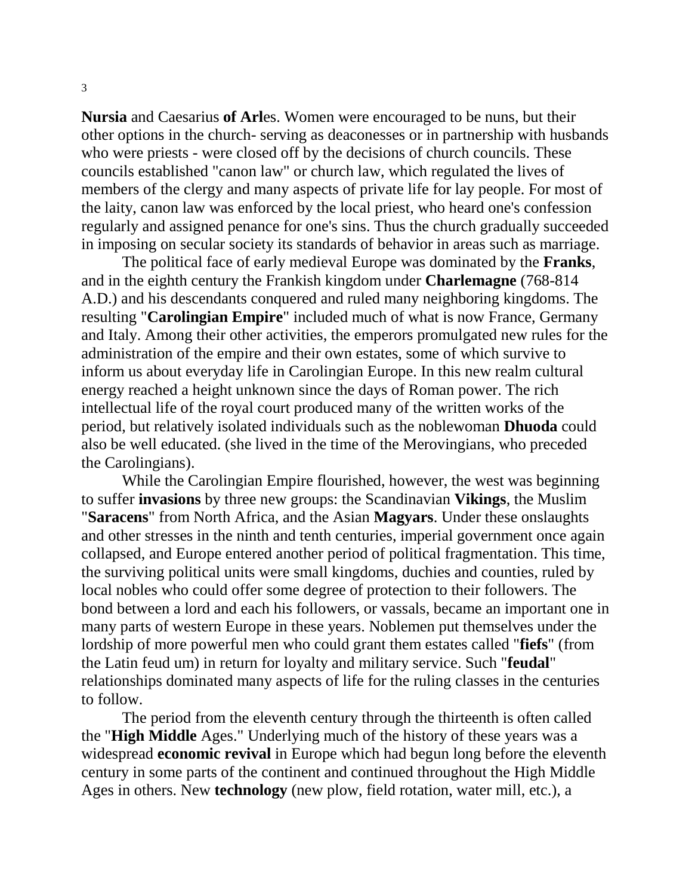**Nursia** and Caesarius **of Arl**es. Women were encouraged to be nuns, but their other options in the church- serving as deaconesses or in partnership with husbands who were priests - were closed off by the decisions of church councils. These councils established "canon law" or church law, which regulated the lives of members of the clergy and many aspects of private life for lay people. For most of the laity, canon law was enforced by the local priest, who heard one's confession regularly and assigned penance for one's sins. Thus the church gradually succeeded in imposing on secular society its standards of behavior in areas such as marriage.

The political face of early medieval Europe was dominated by the **Franks**, and in the eighth century the Frankish kingdom under **Charlemagne** (768-814 A.D.) and his descendants conquered and ruled many neighboring kingdoms. The resulting "**Carolingian Empire**" included much of what is now France, Germany and Italy. Among their other activities, the emperors promulgated new rules for the administration of the empire and their own estates, some of which survive to inform us about everyday life in Carolingian Europe. In this new realm cultural energy reached a height unknown since the days of Roman power. The rich intellectual life of the royal court produced many of the written works of the period, but relatively isolated individuals such as the noblewoman **Dhuoda** could also be well educated. (she lived in the time of the Merovingians, who preceded the Carolingians).

While the Carolingian Empire flourished, however, the west was beginning to suffer **invasions** by three new groups: the Scandinavian **Vikings**, the Muslim "**Saracens**" from North Africa, and the Asian **Magyars**. Under these onslaughts and other stresses in the ninth and tenth centuries, imperial government once again collapsed, and Europe entered another period of political fragmentation. This time, the surviving political units were small kingdoms, duchies and counties, ruled by local nobles who could offer some degree of protection to their followers. The bond between a lord and each his followers, or vassals, became an important one in many parts of western Europe in these years. Noblemen put themselves under the lordship of more powerful men who could grant them estates called "**fiefs**" (from the Latin feud um) in return for loyalty and military service. Such "**feudal**" relationships dominated many aspects of life for the ruling classes in the centuries to follow.

The period from the eleventh century through the thirteenth is often called the "**High Middle** Ages." Underlying much of the history of these years was a widespread **economic revival** in Europe which had begun long before the eleventh century in some parts of the continent and continued throughout the High Middle Ages in others. New **technology** (new plow, field rotation, water mill, etc.), a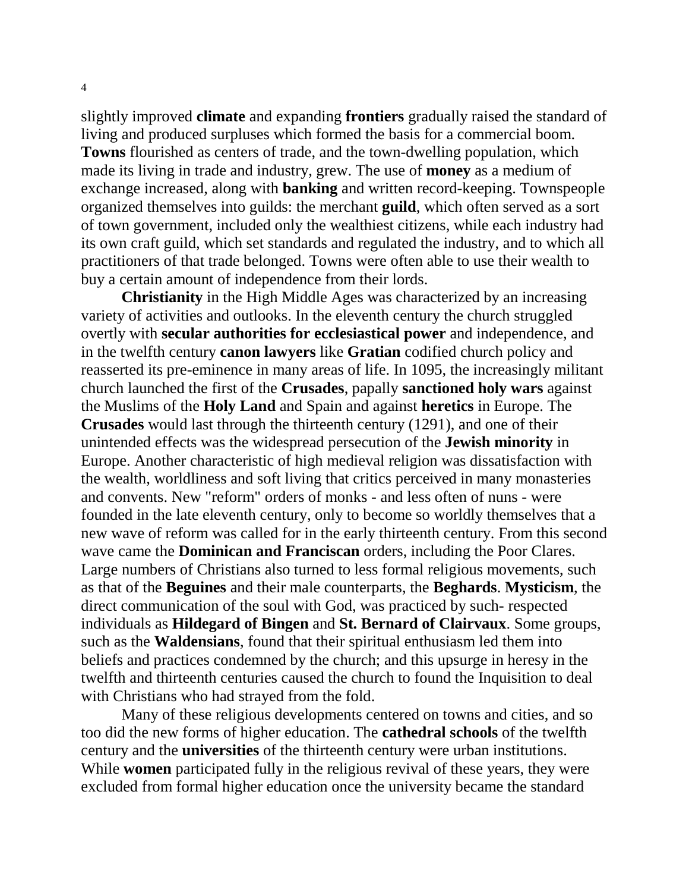slightly improved **climate** and expanding **frontiers** gradually raised the standard of living and produced surpluses which formed the basis for a commercial boom. **Towns** flourished as centers of trade, and the town-dwelling population, which made its living in trade and industry, grew. The use of **money** as a medium of exchange increased, along with **banking** and written record-keeping. Townspeople organized themselves into guilds: the merchant **guild**, which often served as a sort of town government, included only the wealthiest citizens, while each industry had its own craft guild, which set standards and regulated the industry, and to which all practitioners of that trade belonged. Towns were often able to use their wealth to buy a certain amount of independence from their lords.

**Christianity** in the High Middle Ages was characterized by an increasing variety of activities and outlooks. In the eleventh century the church struggled overtly with **secular authorities for ecclesiastical power** and independence, and in the twelfth century **canon lawyers** like **Gratian** codified church policy and reasserted its pre-eminence in many areas of life. In 1095, the increasingly militant church launched the first of the **Crusades**, papally **sanctioned holy wars** against the Muslims of the **Holy Land** and Spain and against **heretics** in Europe. The **Crusades** would last through the thirteenth century (1291), and one of their unintended effects was the widespread persecution of the **Jewish minority** in Europe. Another characteristic of high medieval religion was dissatisfaction with the wealth, worldliness and soft living that critics perceived in many monasteries and convents. New "reform" orders of monks - and less often of nuns - were founded in the late eleventh century, only to become so worldly themselves that a new wave of reform was called for in the early thirteenth century. From this second wave came the **Dominican and Franciscan** orders, including the Poor Clares. Large numbers of Christians also turned to less formal religious movements, such as that of the **Beguines** and their male counterparts, the **Beghards**. **Mysticism**, the direct communication of the soul with God, was practiced by such- respected individuals as **Hildegard of Bingen** and **St. Bernard of Clairvaux**. Some groups, such as the **Waldensians**, found that their spiritual enthusiasm led them into beliefs and practices condemned by the church; and this upsurge in heresy in the twelfth and thirteenth centuries caused the church to found the Inquisition to deal with Christians who had strayed from the fold.

Many of these religious developments centered on towns and cities, and so too did the new forms of higher education. The **cathedral schools** of the twelfth century and the **universities** of the thirteenth century were urban institutions. While **women** participated fully in the religious revival of these years, they were excluded from formal higher education once the university became the standard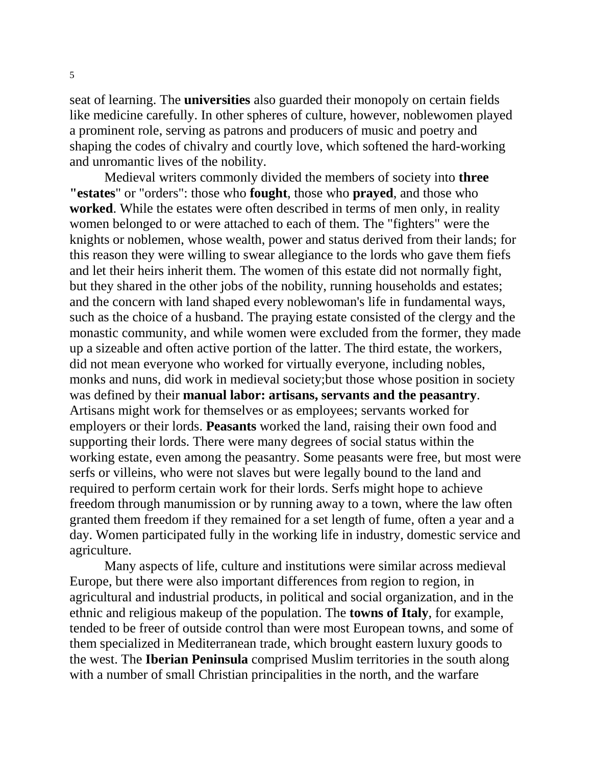seat of learning. The **universities** also guarded their monopoly on certain fields like medicine carefully. In other spheres of culture, however, noblewomen played a prominent role, serving as patrons and producers of music and poetry and shaping the codes of chivalry and courtly love, which softened the hard-working and unromantic lives of the nobility.

Medieval writers commonly divided the members of society into **three "estates**" or "orders": those who **fought**, those who **prayed**, and those who **worked**. While the estates were often described in terms of men only, in reality women belonged to or were attached to each of them. The "fighters" were the knights or noblemen, whose wealth, power and status derived from their lands; for this reason they were willing to swear allegiance to the lords who gave them fiefs and let their heirs inherit them. The women of this estate did not normally fight, but they shared in the other jobs of the nobility, running households and estates; and the concern with land shaped every noblewoman's life in fundamental ways, such as the choice of a husband. The praying estate consisted of the clergy and the monastic community, and while women were excluded from the former, they made up a sizeable and often active portion of the latter. The third estate, the workers, did not mean everyone who worked for virtually everyone, including nobles, monks and nuns, did work in medieval society;but those whose position in society was defined by their **manual labor: artisans, servants and the peasantry**. Artisans might work for themselves or as employees; servants worked for employers or their lords. **Peasants** worked the land, raising their own food and supporting their lords. There were many degrees of social status within the working estate, even among the peasantry. Some peasants were free, but most were serfs or villeins, who were not slaves but were legally bound to the land and required to perform certain work for their lords. Serfs might hope to achieve freedom through manumission or by running away to a town, where the law often granted them freedom if they remained for a set length of fume, often a year and a day. Women participated fully in the working life in industry, domestic service and agriculture.

Many aspects of life, culture and institutions were similar across medieval Europe, but there were also important differences from region to region, in agricultural and industrial products, in political and social organization, and in the ethnic and religious makeup of the population. The **towns of Italy**, for example, tended to be freer of outside control than were most European towns, and some of them specialized in Mediterranean trade, which brought eastern luxury goods to the west. The **Iberian Peninsula** comprised Muslim territories in the south along with a number of small Christian principalities in the north, and the warfare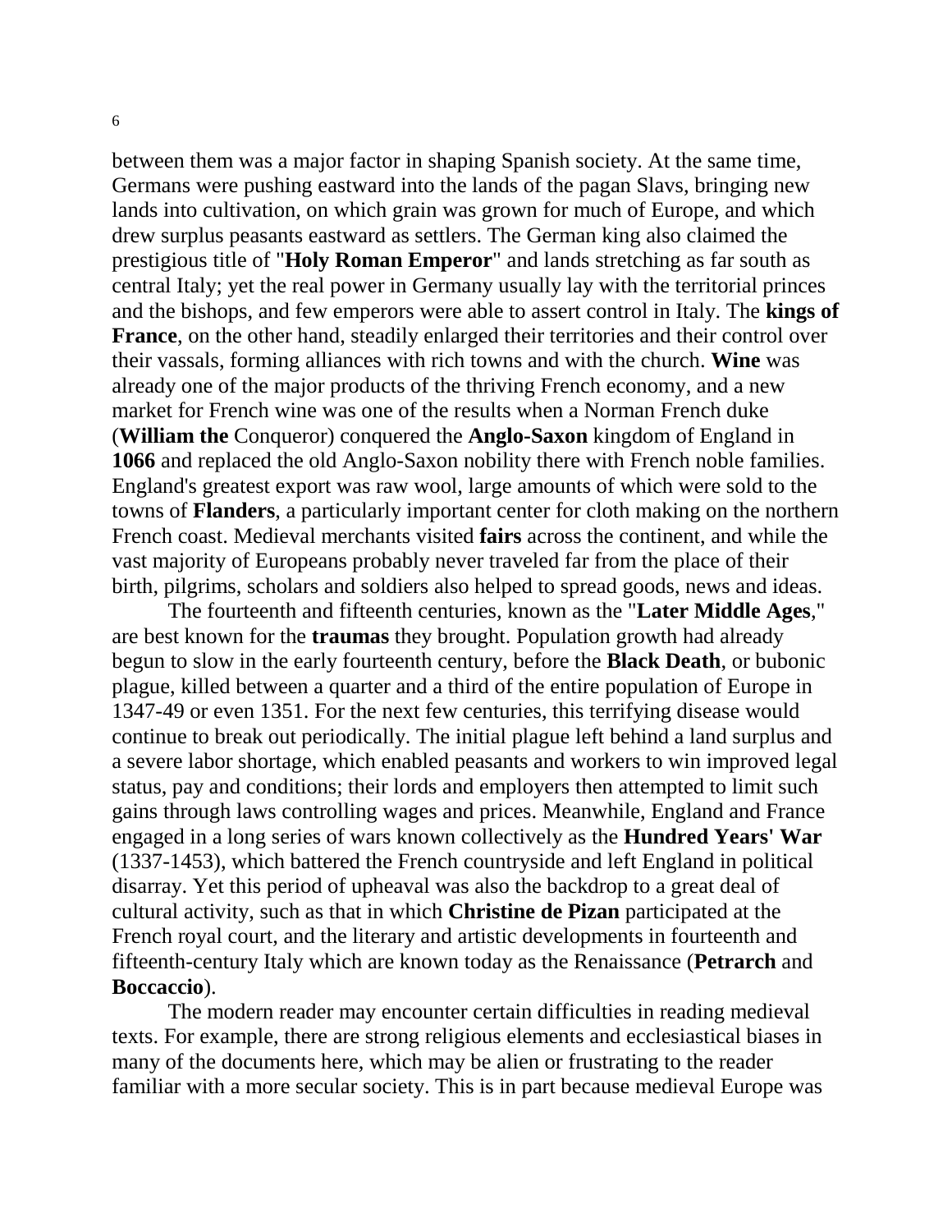between them was a major factor in shaping Spanish society. At the same time, Germans were pushing eastward into the lands of the pagan Slavs, bringing new lands into cultivation, on which grain was grown for much of Europe, and which drew surplus peasants eastward as settlers. The German king also claimed the prestigious title of "**Holy Roman Emperor**" and lands stretching as far south as central Italy; yet the real power in Germany usually lay with the territorial princes and the bishops, and few emperors were able to assert control in Italy. The **kings of France**, on the other hand, steadily enlarged their territories and their control over their vassals, forming alliances with rich towns and with the church. **Wine** was already one of the major products of the thriving French economy, and a new market for French wine was one of the results when a Norman French duke (**William the** Conqueror) conquered the **Anglo-Saxon** kingdom of England in **1066** and replaced the old Anglo-Saxon nobility there with French noble families. England's greatest export was raw wool, large amounts of which were sold to the towns of **Flanders**, a particularly important center for cloth making on the northern French coast. Medieval merchants visited **fairs** across the continent, and while the vast majority of Europeans probably never traveled far from the place of their birth, pilgrims, scholars and soldiers also helped to spread goods, news and ideas.

The fourteenth and fifteenth centuries, known as the "**Later Middle Ages**," are best known for the **traumas** they brought. Population growth had already begun to slow in the early fourteenth century, before the **Black Death**, or bubonic plague, killed between a quarter and a third of the entire population of Europe in 1347-49 or even 1351. For the next few centuries, this terrifying disease would continue to break out periodically. The initial plague left behind a land surplus and a severe labor shortage, which enabled peasants and workers to win improved legal status, pay and conditions; their lords and employers then attempted to limit such gains through laws controlling wages and prices. Meanwhile, England and France engaged in a long series of wars known collectively as the **Hundred Years' War** (1337-1453), which battered the French countryside and left England in political disarray. Yet this period of upheaval was also the backdrop to a great deal of cultural activity, such as that in which **Christine de Pizan** participated at the French royal court, and the literary and artistic developments in fourteenth and fifteenth-century Italy which are known today as the Renaissance (**Petrarch** and **Boccaccio**).

The modern reader may encounter certain difficulties in reading medieval texts. For example, there are strong religious elements and ecclesiastical biases in many of the documents here, which may be alien or frustrating to the reader familiar with a more secular society. This is in part because medieval Europe was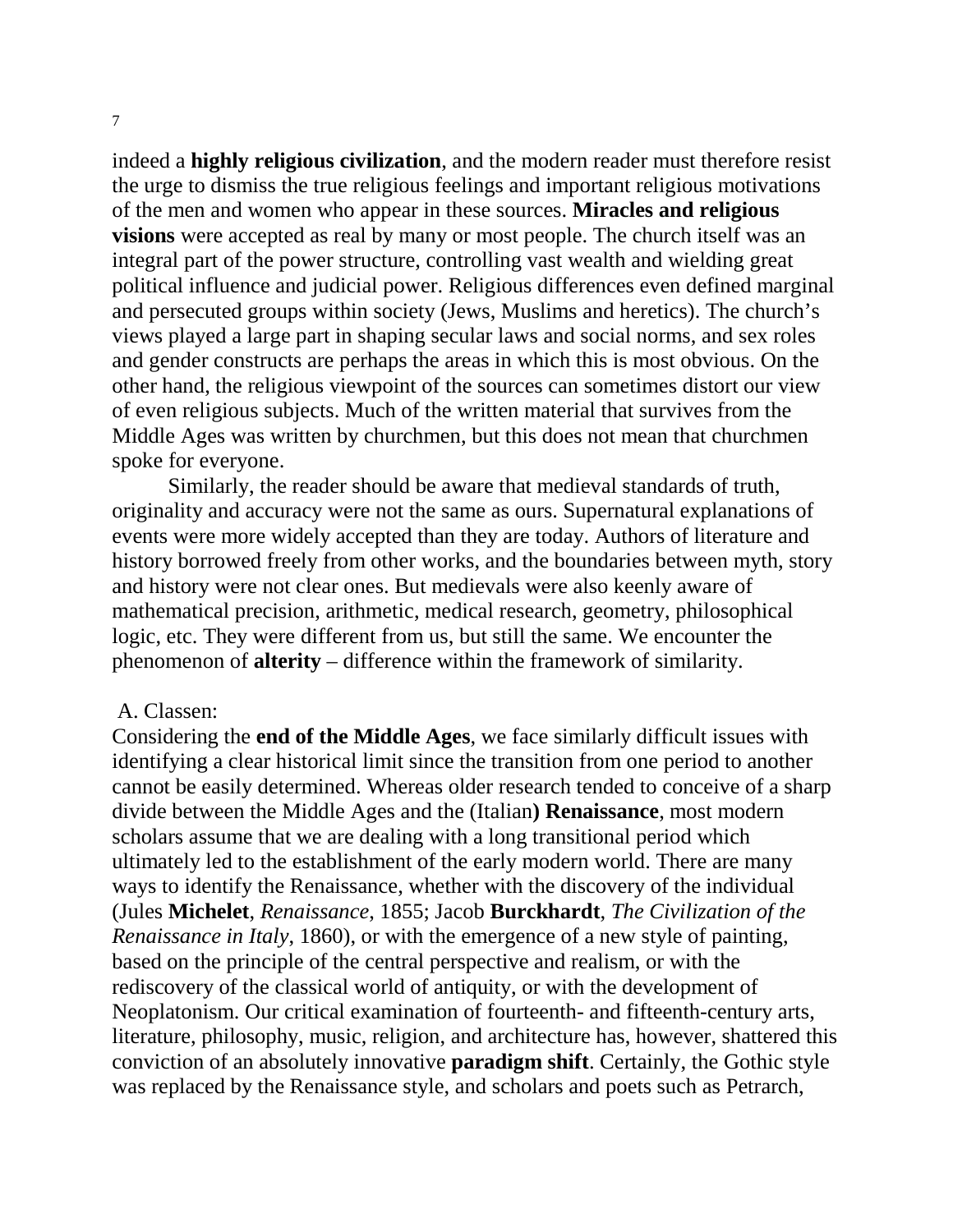indeed a **highly religious civilization**, and the modern reader must therefore resist the urge to dismiss the true religious feelings and important religious motivations of the men and women who appear in these sources. **Miracles and religious visions** were accepted as real by many or most people. The church itself was an integral part of the power structure, controlling vast wealth and wielding great political influence and judicial power. Religious differences even defined marginal and persecuted groups within society (Jews, Muslims and heretics). The church's views played a large part in shaping secular laws and social norms, and sex roles and gender constructs are perhaps the areas in which this is most obvious. On the other hand, the religious viewpoint of the sources can sometimes distort our view of even religious subjects. Much of the written material that survives from the Middle Ages was written by churchmen, but this does not mean that churchmen spoke for everyone.

Similarly, the reader should be aware that medieval standards of truth, originality and accuracy were not the same as ours. Supernatural explanations of events were more widely accepted than they are today. Authors of literature and history borrowed freely from other works, and the boundaries between myth, story and history were not clear ones. But medievals were also keenly aware of mathematical precision, arithmetic, medical research, geometry, philosophical logic, etc. They were different from us, but still the same. We encounter the phenomenon of **alterity** – difference within the framework of similarity.

A. Classen:

Considering the **end of the Middle Ages**, we face similarly difficult issues with identifying a clear historical limit since the transition from one period to another cannot be easily determined. Whereas older research tended to conceive of a sharp divide between the Middle Ages and the (Italian**) Renaissance**, most modern scholars assume that we are dealing with a long transitional period which ultimately led to the establishment of the early modern world. There are many ways to identify the Renaissance, whether with the discovery of the individual (Jules **Michelet**, *Renaissance*, 1855; Jacob **Burckhardt**, *The Civilization of the Renaissance in Italy*, 1860), or with the emergence of a new style of painting, based on the principle of the central perspective and realism, or with the rediscovery of the classical world of antiquity, or with the development of Neoplatonism. Our critical examination of fourteenth- and fifteenth-century arts, literature, philosophy, music, religion, and architecture has, however, shattered this conviction of an absolutely innovative **paradigm shift**. Certainly, the Gothic style was replaced by the Renaissance style, and scholars and poets such as Petrarch,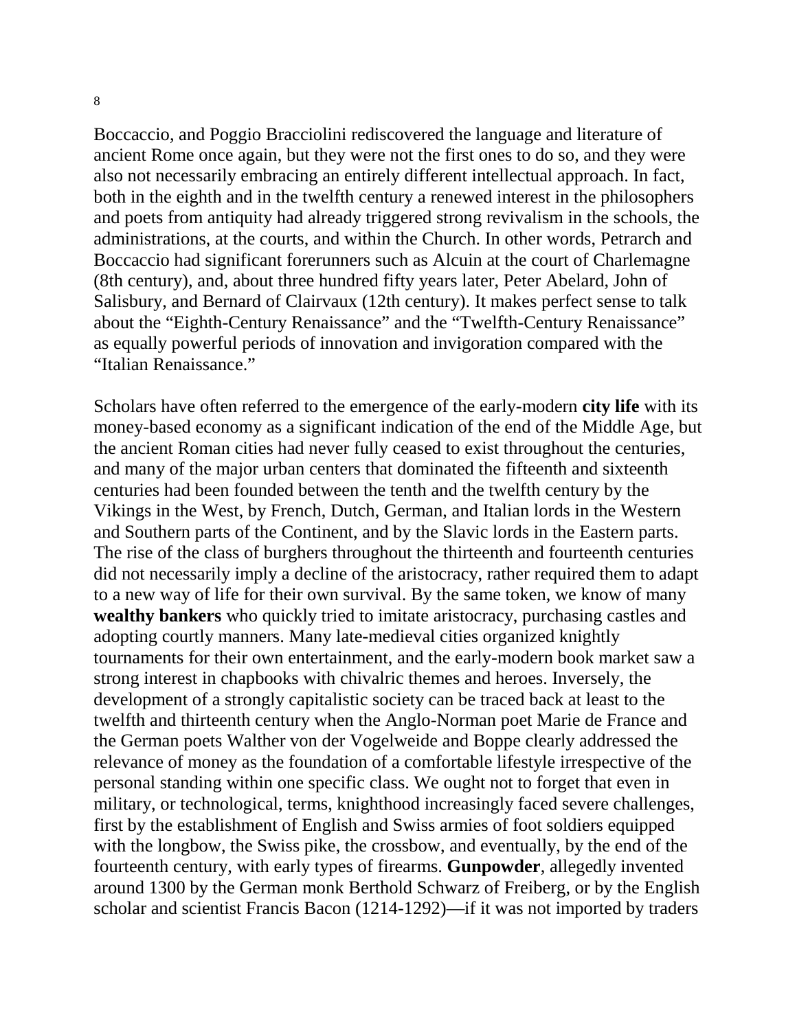Boccaccio, and Poggio Bracciolini rediscovered the language and literature of ancient Rome once again, but they were not the first ones to do so, and they were also not necessarily embracing an entirely different intellectual approach. In fact, both in the eighth and in the twelfth century a renewed interest in the philosophers and poets from antiquity had already triggered strong revivalism in the schools, the administrations, at the courts, and within the Church. In other words, Petrarch and Boccaccio had significant forerunners such as Alcuin at the court of Charlemagne (8th century), and, about three hundred fifty years later, Peter Abelard, John of Salisbury, and Bernard of Clairvaux (12th century). It makes perfect sense to talk about the "Eighth-Century Renaissance" and the "Twelfth-Century Renaissance" as equally powerful periods of innovation and invigoration compared with the "Italian Renaissance."

Scholars have often referred to the emergence of the early-modern **city life** with its money-based economy as a significant indication of the end of the Middle Age, but the ancient Roman cities had never fully ceased to exist throughout the centuries, and many of the major urban centers that dominated the fifteenth and sixteenth centuries had been founded between the tenth and the twelfth century by the Vikings in the West, by French, Dutch, German, and Italian lords in the Western and Southern parts of the Continent, and by the Slavic lords in the Eastern parts. The rise of the class of burghers throughout the thirteenth and fourteenth centuries did not necessarily imply a decline of the aristocracy, rather required them to adapt to a new way of life for their own survival. By the same token, we know of many **wealthy bankers** who quickly tried to imitate aristocracy, purchasing castles and adopting courtly manners. Many late-medieval cities organized knightly tournaments for their own entertainment, and the early-modern book market saw a strong interest in chapbooks with chivalric themes and heroes. Inversely, the development of a strongly capitalistic society can be traced back at least to the twelfth and thirteenth century when the Anglo-Norman poet Marie de France and the German poets Walther von der Vogelweide and Boppe clearly addressed the relevance of money as the foundation of a comfortable lifestyle irrespective of the personal standing within one specific class. We ought not to forget that even in military, or technological, terms, knighthood increasingly faced severe challenges, first by the establishment of English and Swiss armies of foot soldiers equipped with the longbow, the Swiss pike, the crossbow, and eventually, by the end of the fourteenth century, with early types of firearms. **Gunpowder**, allegedly invented around 1300 by the German monk Berthold Schwarz of Freiberg, or by the English scholar and scientist Francis Bacon (1214-1292)—if it was not imported by traders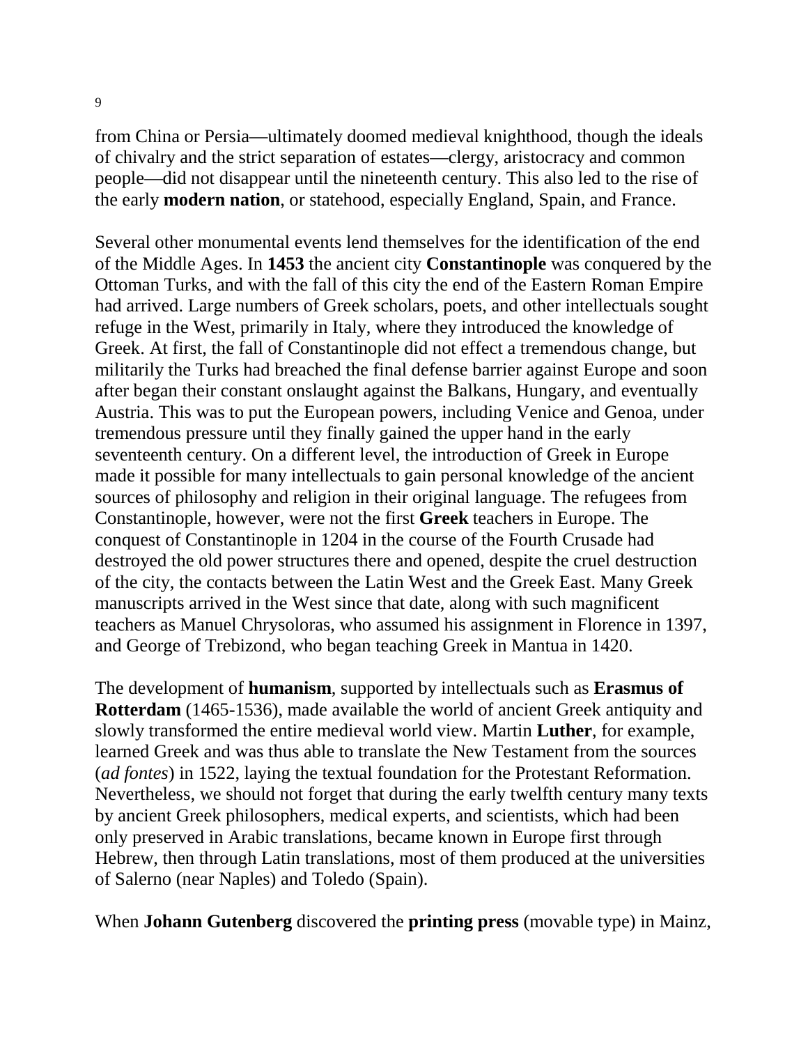from China or Persia—ultimately doomed medieval knighthood, though the ideals of chivalry and the strict separation of estates—clergy, aristocracy and common people—did not disappear until the nineteenth century. This also led to the rise of the early **modern nation**, or statehood, especially England, Spain, and France.

Several other monumental events lend themselves for the identification of the end of the Middle Ages. In **1453** the ancient city **Constantinople** was conquered by the Ottoman Turks, and with the fall of this city the end of the Eastern Roman Empire had arrived. Large numbers of Greek scholars, poets, and other intellectuals sought refuge in the West, primarily in Italy, where they introduced the knowledge of Greek. At first, the fall of Constantinople did not effect a tremendous change, but militarily the Turks had breached the final defense barrier against Europe and soon after began their constant onslaught against the Balkans, Hungary, and eventually Austria. This was to put the European powers, including Venice and Genoa, under tremendous pressure until they finally gained the upper hand in the early seventeenth century. On a different level, the introduction of Greek in Europe made it possible for many intellectuals to gain personal knowledge of the ancient sources of philosophy and religion in their original language. The refugees from Constantinople, however, were not the first **Greek** teachers in Europe. The conquest of Constantinople in 1204 in the course of the Fourth Crusade had destroyed the old power structures there and opened, despite the cruel destruction of the city, the contacts between the Latin West and the Greek East. Many Greek manuscripts arrived in the West since that date, along with such magnificent teachers as Manuel Chrysoloras, who assumed his assignment in Florence in 1397, and George of Trebizond, who began teaching Greek in Mantua in 1420.

The development of **humanism**, supported by intellectuals such as **Erasmus of Rotterdam** (1465-1536), made available the world of ancient Greek antiquity and slowly transformed the entire medieval world view. Martin **Luther**, for example, learned Greek and was thus able to translate the New Testament from the sources (*ad fontes*) in 1522, laying the textual foundation for the Protestant Reformation. Nevertheless, we should not forget that during the early twelfth century many texts by ancient Greek philosophers, medical experts, and scientists, which had been only preserved in Arabic translations, became known in Europe first through Hebrew, then through Latin translations, most of them produced at the universities of Salerno (near Naples) and Toledo (Spain).

When **Johann Gutenberg** discovered the **printing press** (movable type) in Mainz,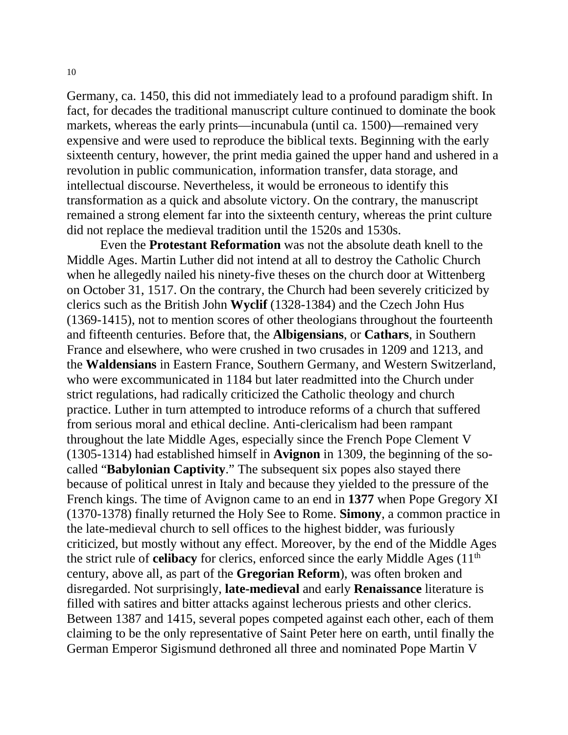Germany, ca. 1450, this did not immediately lead to a profound paradigm shift. In fact, for decades the traditional manuscript culture continued to dominate the book markets, whereas the early prints—incunabula (until ca. 1500)—remained very expensive and were used to reproduce the biblical texts. Beginning with the early sixteenth century, however, the print media gained the upper hand and ushered in a revolution in public communication, information transfer, data storage, and intellectual discourse. Nevertheless, it would be erroneous to identify this transformation as a quick and absolute victory. On the contrary, the manuscript remained a strong element far into the sixteenth century, whereas the print culture did not replace the medieval tradition until the 1520s and 1530s.

Even the **Protestant Reformation** was not the absolute death knell to the Middle Ages. Martin Luther did not intend at all to destroy the Catholic Church when he allegedly nailed his ninety-five theses on the church door at Wittenberg on October 31, 1517. On the contrary, the Church had been severely criticized by clerics such as the British John **Wyclif** (1328-1384) and the Czech John Hus (1369-1415), not to mention scores of other theologians throughout the fourteenth and fifteenth centuries. Before that, the **Albigensians**, or **Cathars**, in Southern France and elsewhere, who were crushed in two crusades in 1209 and 1213, and the **Waldensians** in Eastern France, Southern Germany, and Western Switzerland, who were excommunicated in 1184 but later readmitted into the Church under strict regulations, had radically criticized the Catholic theology and church practice. Luther in turn attempted to introduce reforms of a church that suffered from serious moral and ethical decline. Anti-clericalism had been rampant throughout the late Middle Ages, especially since the French Pope Clement V (1305-1314) had established himself in **Avignon** in 1309, the beginning of the so-called "**Babylonian Captivity**." The subsequent six popes also stayed there because of political unrest in Italy and because they yielded to the pressure of the French kings. The time of Avignon came to an end in **1377** when Pope Gregory XI (1370-1378) finally returned the Holy See to Rome. **Simony**, a common practice in the late-medieval church to sell offices to the highest bidder, was furiously criticized, but mostly without any effect. Moreover, by the end of the Middle Ages the strict rule of **celibacy** for clerics, enforced since the early Middle Ages (11th century, above all, as part of the **Gregorian Reform**), was often broken and disregarded. Not surprisingly, **late-medieval** and early **Renaissance** literature is filled with satires and bitter attacks against lecherous priests and other clerics. Between 1387 and 1415, several popes competed against each other, each of them claiming to be the only representative of Saint Peter here on earth, until finally the German Emperor Sigismund dethroned all three and nominated Pope Martin V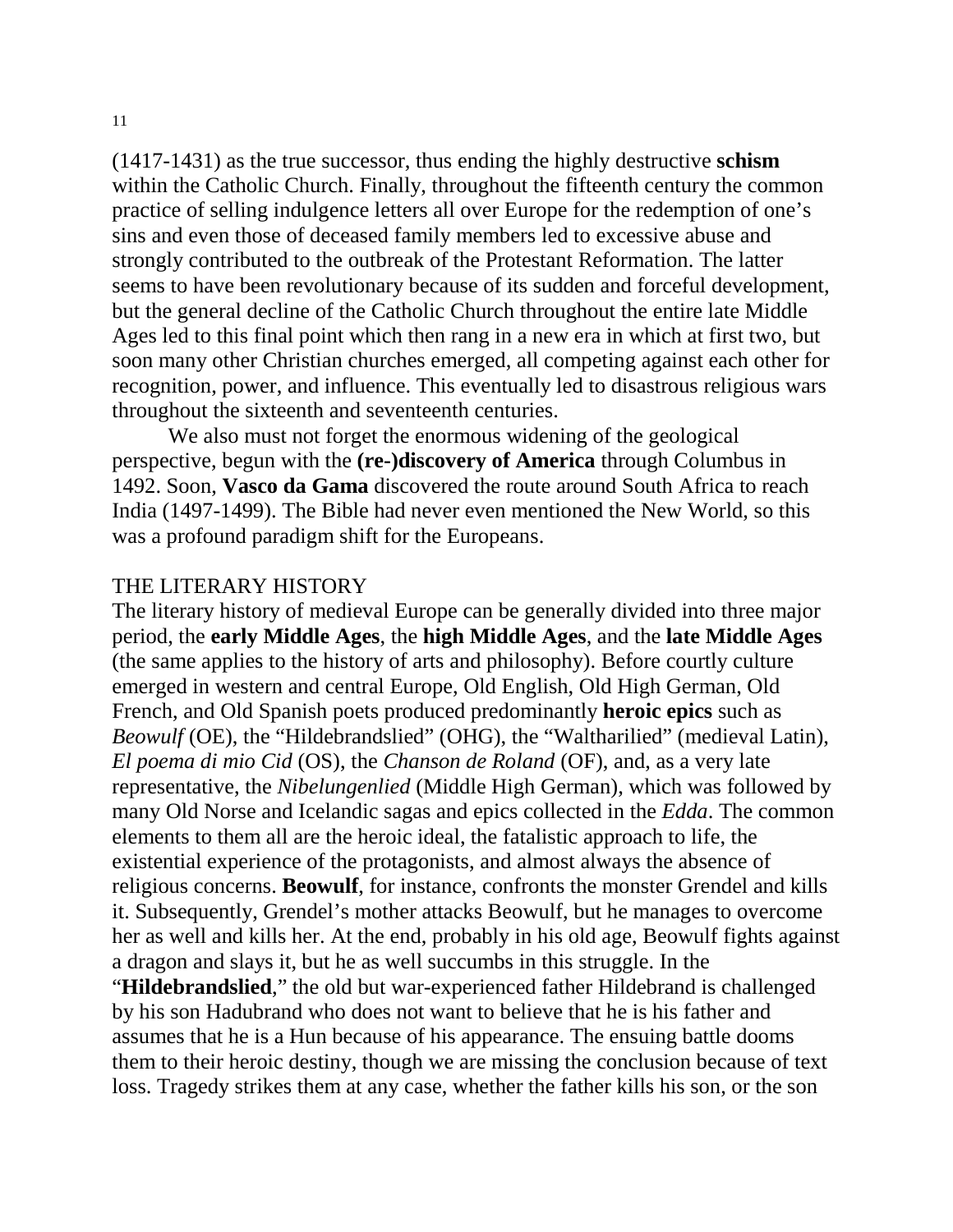(1417-1431) as the true successor, thus ending the highly destructive **schism** within the Catholic Church. Finally, throughout the fifteenth century the common practice of selling indulgence letters all over Europe for the redemption of one's sins and even those of deceased family members led to excessive abuse and strongly contributed to the outbreak of the Protestant Reformation. The latter seems to have been revolutionary because of its sudden and forceful development, but the general decline of the Catholic Church throughout the entire late Middle Ages led to this final point which then rang in a new era in which at first two, but soon many other Christian churches emerged, all competing against each other for recognition, power, and influence. This eventually led to disastrous religious wars throughout the sixteenth and seventeenth centuries.

We also must not forget the enormous widening of the geological perspective, begun with the **(re-)discovery of America** through Columbus in 1492. Soon, **Vasco da Gama** discovered the route around South Africa to reach India (1497-1499). The Bible had never even mentioned the New World, so this was a profound paradigm shift for the Europeans.

## THE LITERARY HISTORY

The literary history of medieval Europe can be generally divided into three major period, the **early Middle Ages**, the **high Middle Ages**, and the **late Middle Ages** (the same applies to the history of arts and philosophy). Before courtly culture emerged in western and central Europe, Old English, Old High German, Old French, and Old Spanish poets produced predominantly **heroic epics** such as *Beowulf* (OE), the "Hildebrandslied" (OHG), the "Waltharilied" (medieval Latin), *El poema di mio Cid* (OS), the *Chanson de Roland* (OF), and, as a very late representative, the *Nibelungenlied* (Middle High German), which was followed by many Old Norse and Icelandic sagas and epics collected in the *Edda*. The common elements to them all are the heroic ideal, the fatalistic approach to life, the existential experience of the protagonists, and almost always the absence of religious concerns. **Beowulf**, for instance, confronts the monster Grendel and kills it. Subsequently, Grendel's mother attacks Beowulf, but he manages to overcome her as well and kills her. At the end, probably in his old age, Beowulf fights against a dragon and slays it, but he as well succumbs in this struggle. In the "**Hildebrandslied**," the old but war-experienced father Hildebrand is challenged by his son Hadubrand who does not want to believe that he is his father and assumes that he is a Hun because of his appearance. The ensuing battle dooms them to their heroic destiny, though we are missing the conclusion because of text loss. Tragedy strikes them at any case, whether the father kills his son, or the son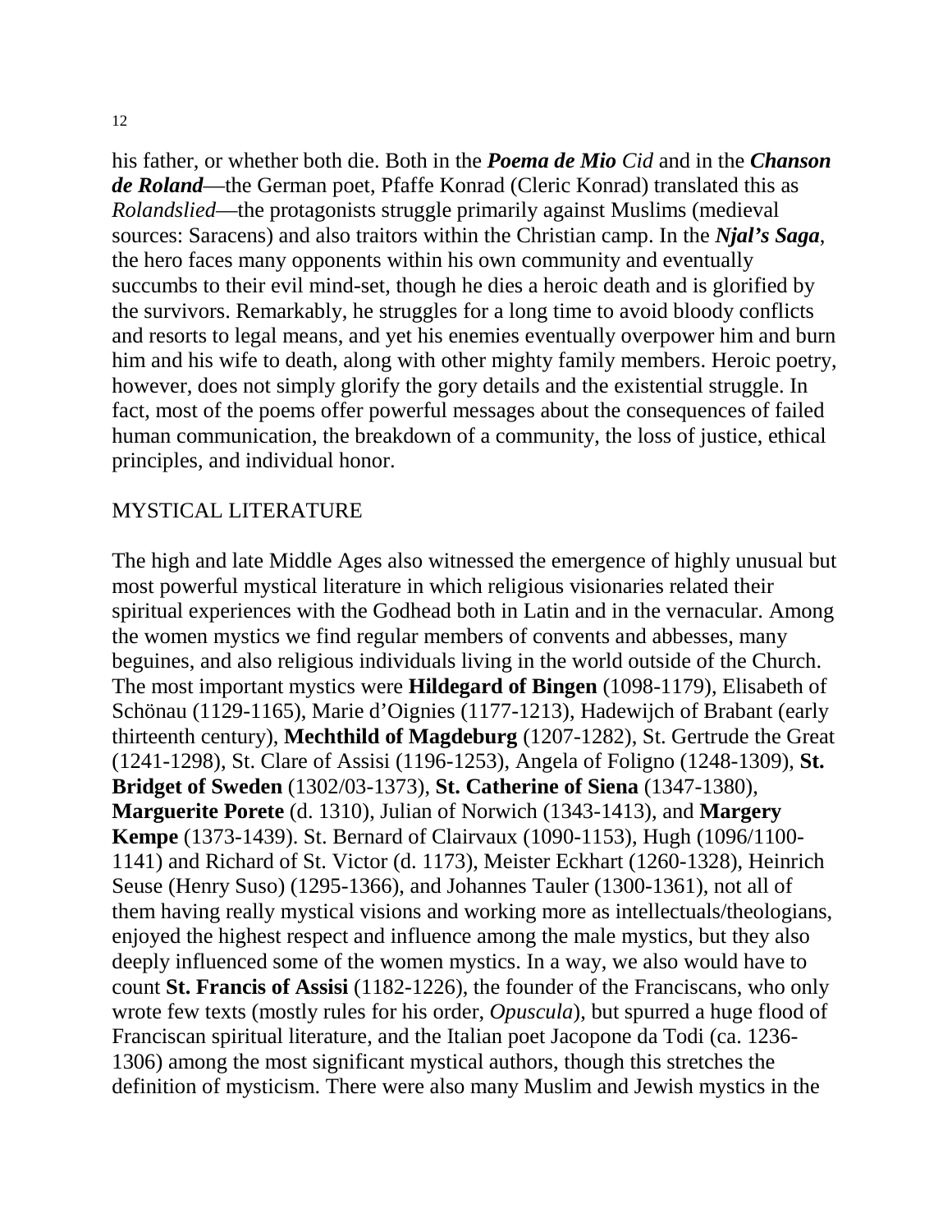his father, or whether both die. Both in the ***Poema de Mio** Cid* and in the ***Chanson de Roland***—the German poet, Pfaffe Konrad (Cleric Konrad) translated this as *Rolandslied*—the protagonists struggle primarily against Muslims (medieval sources: Saracens) and also traitors within the Christian camp. In the ***Njal's Saga***, the hero faces many opponents within his own community and eventually succumbs to their evil mind-set, though he dies a heroic death and is glorified by the survivors. Remarkably, he struggles for a long time to avoid bloody conflicts and resorts to legal means, and yet his enemies eventually overpower him and burn him and his wife to death, along with other mighty family members. Heroic poetry, however, does not simply glorify the gory details and the existential struggle. In fact, most of the poems offer powerful messages about the consequences of failed human communication, the breakdown of a community, the loss of justice, ethical principles, and individual honor.

## MYSTICAL LITERATURE

The high and late Middle Ages also witnessed the emergence of highly unusual but most powerful mystical literature in which religious visionaries related their spiritual experiences with the Godhead both in Latin and in the vernacular. Among the women mystics we find regular members of convents and abbesses, many beguines, and also religious individuals living in the world outside of the Church. The most important mystics were **Hildegard of Bingen** (1098-1179), Elisabeth of Schönau (1129-1165), Marie d'Oignies (1177-1213), Hadewijch of Brabant (early thirteenth century), **Mechthild of Magdeburg** (1207-1282), St. Gertrude the Great (1241-1298), St. Clare of Assisi (1196-1253), Angela of Foligno (1248-1309), **St. Bridget of Sweden** (1302/03-1373), **St. Catherine of Siena** (1347-1380), **Marguerite Porete** (d. 1310), Julian of Norwich (1343-1413), and **Margery Kempe** (1373-1439). St. Bernard of Clairvaux (1090-1153), Hugh (1096/1100-1141) and Richard of St. Victor (d. 1173), Meister Eckhart (1260-1328), Heinrich Seuse (Henry Suso) (1295-1366), and Johannes Tauler (1300-1361), not all of them having really mystical visions and working more as intellectuals/theologians, enjoyed the highest respect and influence among the male mystics, but they also deeply influenced some of the women mystics. In a way, we also would have to count **St. Francis of Assisi** (1182-1226), the founder of the Franciscans, who only wrote few texts (mostly rules for his order, *Opuscula*), but spurred a huge flood of Franciscan spiritual literature, and the Italian poet Jacopone da Todi (ca. 1236-1306) among the most significant mystical authors, though this stretches the definition of mysticism. There were also many Muslim and Jewish mystics in the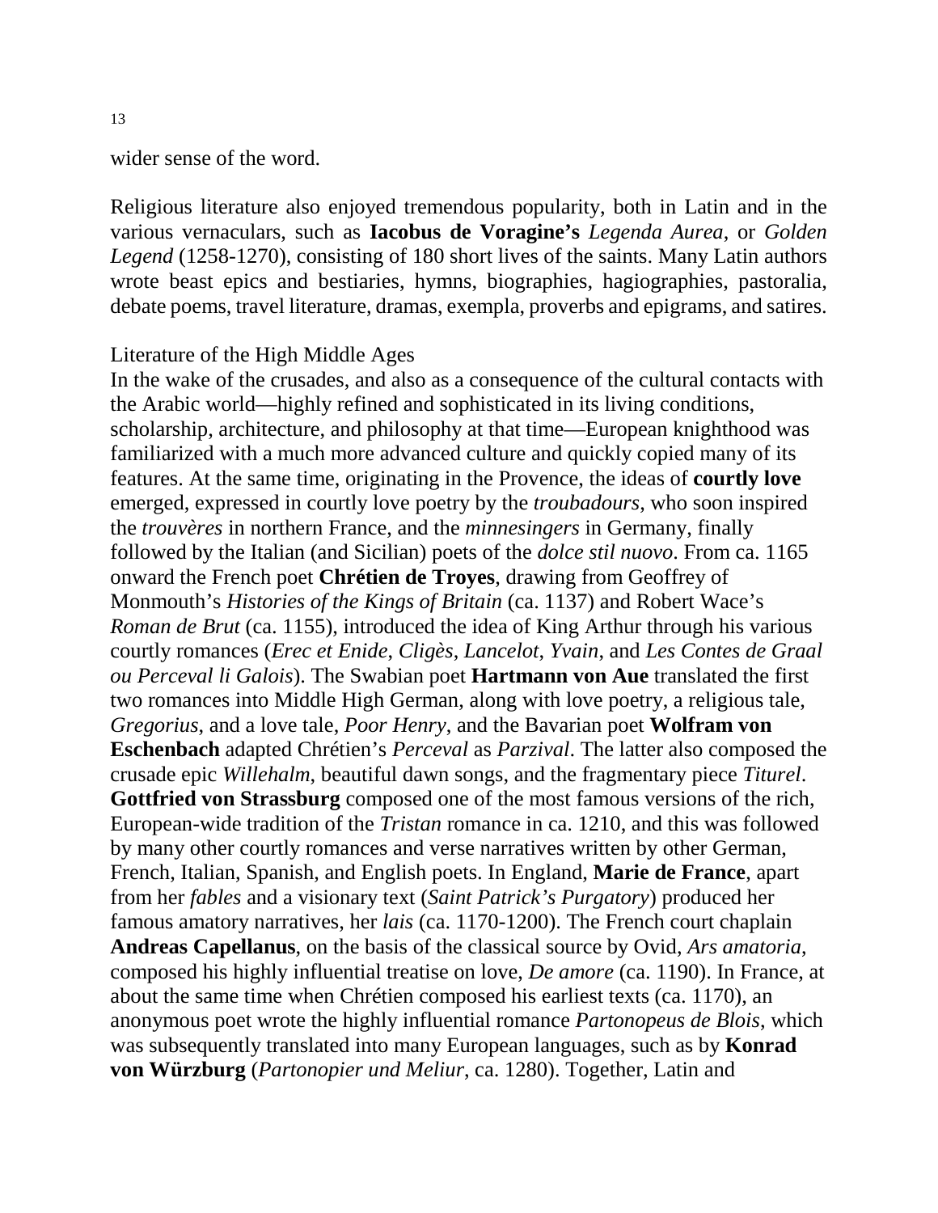wider sense of the word.

Religious literature also enjoyed tremendous popularity, both in Latin and in the various vernaculars, such as **Iacobus de Voragine's** *Legenda Aurea*, or *Golden Legend* (1258-1270), consisting of 180 short lives of the saints. Many Latin authors wrote beast epics and bestiaries, hymns, biographies, hagiographies, pastoralia, debate poems, travel literature, dramas, exempla, proverbs and epigrams, and satires.

## Literature of the High Middle Ages

In the wake of the crusades, and also as a consequence of the cultural contacts with the Arabic world—highly refined and sophisticated in its living conditions, scholarship, architecture, and philosophy at that time—European knighthood was familiarized with a much more advanced culture and quickly copied many of its features. At the same time, originating in the Provence, the ideas of **courtly love** emerged, expressed in courtly love poetry by the *troubadours*, who soon inspired the *trouvères* in northern France, and the *minnesingers* in Germany, finally followed by the Italian (and Sicilian) poets of the *dolce stil nuovo*. From ca. 1165 onward the French poet **Chrétien de Troyes**, drawing from Geoffrey of Monmouth's *Histories of the Kings of Britain* (ca. 1137) and Robert Wace's *Roman de Brut* (ca. 1155), introduced the idea of King Arthur through his various courtly romances (*Erec et Enide*, *Cligès*, *Lancelot*, *Yvain*, and *Les Contes de Graal ou Perceval li Galois*). The Swabian poet **Hartmann von Aue** translated the first two romances into Middle High German, along with love poetry, a religious tale, *Gregorius*, and a love tale, *Poor Henry*, and the Bavarian poet **Wolfram von Eschenbach** adapted Chrétien's *Perceval* as *Parzival*. The latter also composed the crusade epic *Willehalm*, beautiful dawn songs, and the fragmentary piece *Titurel*. **Gottfried von Strassburg** composed one of the most famous versions of the rich, European-wide tradition of the *Tristan* romance in ca. 1210, and this was followed by many other courtly romances and verse narratives written by other German, French, Italian, Spanish, and English poets. In England, **Marie de France**, apart from her *fables* and a visionary text (*Saint Patrick's Purgatory*) produced her famous amatory narratives, her *lais* (ca. 1170-1200). The French court chaplain **Andreas Capellanus**, on the basis of the classical source by Ovid, *Ars amatoria*, composed his highly influential treatise on love, *De amore* (ca. 1190). In France, at about the same time when Chrétien composed his earliest texts (ca. 1170), an anonymous poet wrote the highly influential romance *Partonopeus de Blois*, which was subsequently translated into many European languages, such as by **Konrad von Würzburg** (*Partonopier und Meliur*, ca. 1280). Together, Latin and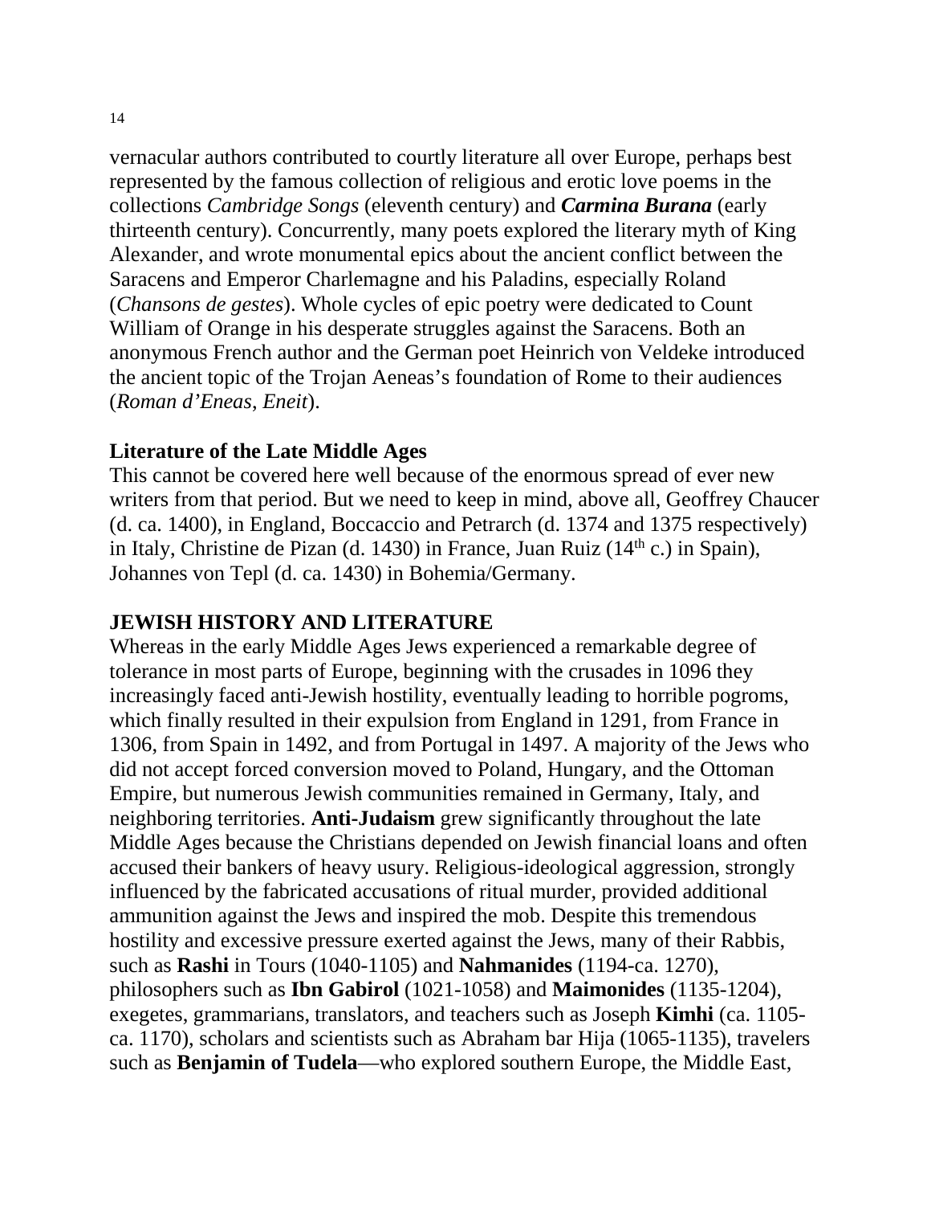vernacular authors contributed to courtly literature all over Europe, perhaps best represented by the famous collection of religious and erotic love poems in the collections *Cambridge Songs* (eleventh century) and ***Carmina Burana*** (early thirteenth century). Concurrently, many poets explored the literary myth of King Alexander, and wrote monumental epics about the ancient conflict between the Saracens and Emperor Charlemagne and his Paladins, especially Roland (*Chansons de gestes*). Whole cycles of epic poetry were dedicated to Count William of Orange in his desperate struggles against the Saracens. Both an anonymous French author and the German poet Heinrich von Veldeke introduced the ancient topic of the Trojan Aeneas's foundation of Rome to their audiences (*Roman d'Eneas, Eneit*).

### Literature of the Late Middle Ages

This cannot be covered here well because of the enormous spread of ever new writers from that period. But we need to keep in mind, above all, Geoffrey Chaucer (d. ca. 1400), in England, Boccaccio and Petrarch (d. 1374 and 1375 respectively) in Italy, Christine de Pizan (d. 1430) in France, Juan Ruiz (14th c.) in Spain), Johannes von Tepl (d. ca. 1430) in Bohemia/Germany.

## JEWISH HISTORY AND LITERATURE

Whereas in the early Middle Ages Jews experienced a remarkable degree of tolerance in most parts of Europe, beginning with the crusades in 1096 they increasingly faced anti-Jewish hostility, eventually leading to horrible pogroms, which finally resulted in their expulsion from England in 1291, from France in 1306, from Spain in 1492, and from Portugal in 1497. A majority of the Jews who did not accept forced conversion moved to Poland, Hungary, and the Ottoman Empire, but numerous Jewish communities remained in Germany, Italy, and neighboring territories. **Anti-Judaism** grew significantly throughout the late Middle Ages because the Christians depended on Jewish financial loans and often accused their bankers of heavy usury. Religious-ideological aggression, strongly influenced by the fabricated accusations of ritual murder, provided additional ammunition against the Jews and inspired the mob. Despite this tremendous hostility and excessive pressure exerted against the Jews, many of their Rabbis, such as **Rashi** in Tours (1040-1105) and **Nahmanides** (1194-ca. 1270), philosophers such as **Ibn Gabirol** (1021-1058) and **Maimonides** (1135-1204), exegetes, grammarians, translators, and teachers such as Joseph **Kimhi** (ca. 1105-ca. 1170), scholars and scientists such as Abraham bar Hija (1065-1135), travelers such as **Benjamin of Tudela**—who explored southern Europe, the Middle East,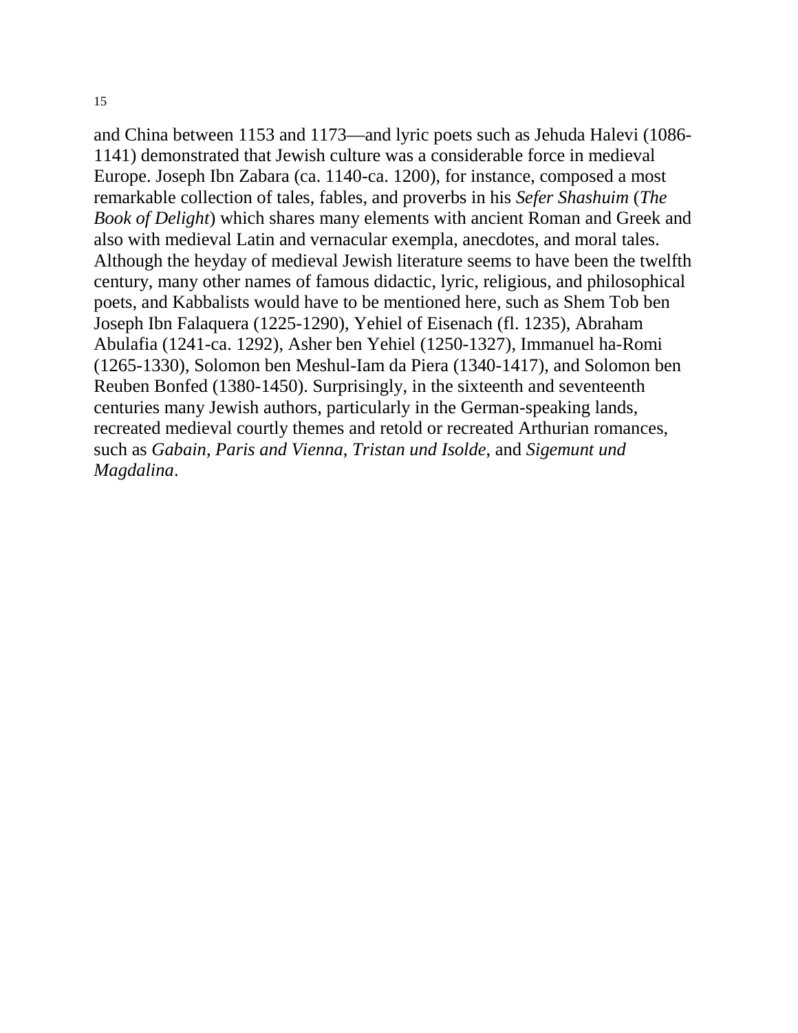and China between 1153 and 1173—and lyric poets such as Jehuda Halevi (1086-1141) demonstrated that Jewish culture was a considerable force in medieval Europe. Joseph Ibn Zabara (ca. 1140-ca. 1200), for instance, composed a most remarkable collection of tales, fables, and proverbs in his *Sefer Shashuim* (*The Book of Delight*) which shares many elements with ancient Roman and Greek and also with medieval Latin and vernacular exempla, anecdotes, and moral tales. Although the heyday of medieval Jewish literature seems to have been the twelfth century, many other names of famous didactic, lyric, religious, and philosophical poets, and Kabbalists would have to be mentioned here, such as Shem Tob ben Joseph Ibn Falaquera (1225-1290), Yehiel of Eisenach (fl. 1235), Abraham Abulafia (1241-ca. 1292), Asher ben Yehiel (1250-1327), Immanuel ha-Romi (1265-1330), Solomon ben Meshul-Iam da Piera (1340-1417), and Solomon ben Reuben Bonfed (1380-1450). Surprisingly, in the sixteenth and seventeenth centuries many Jewish authors, particularly in the German-speaking lands, recreated medieval courtly themes and retold or recreated Arthurian romances, such as *Gabain*, *Paris and Vienna*, *Tristan und Isolde*, and *Sigemunt und Magdalina*.